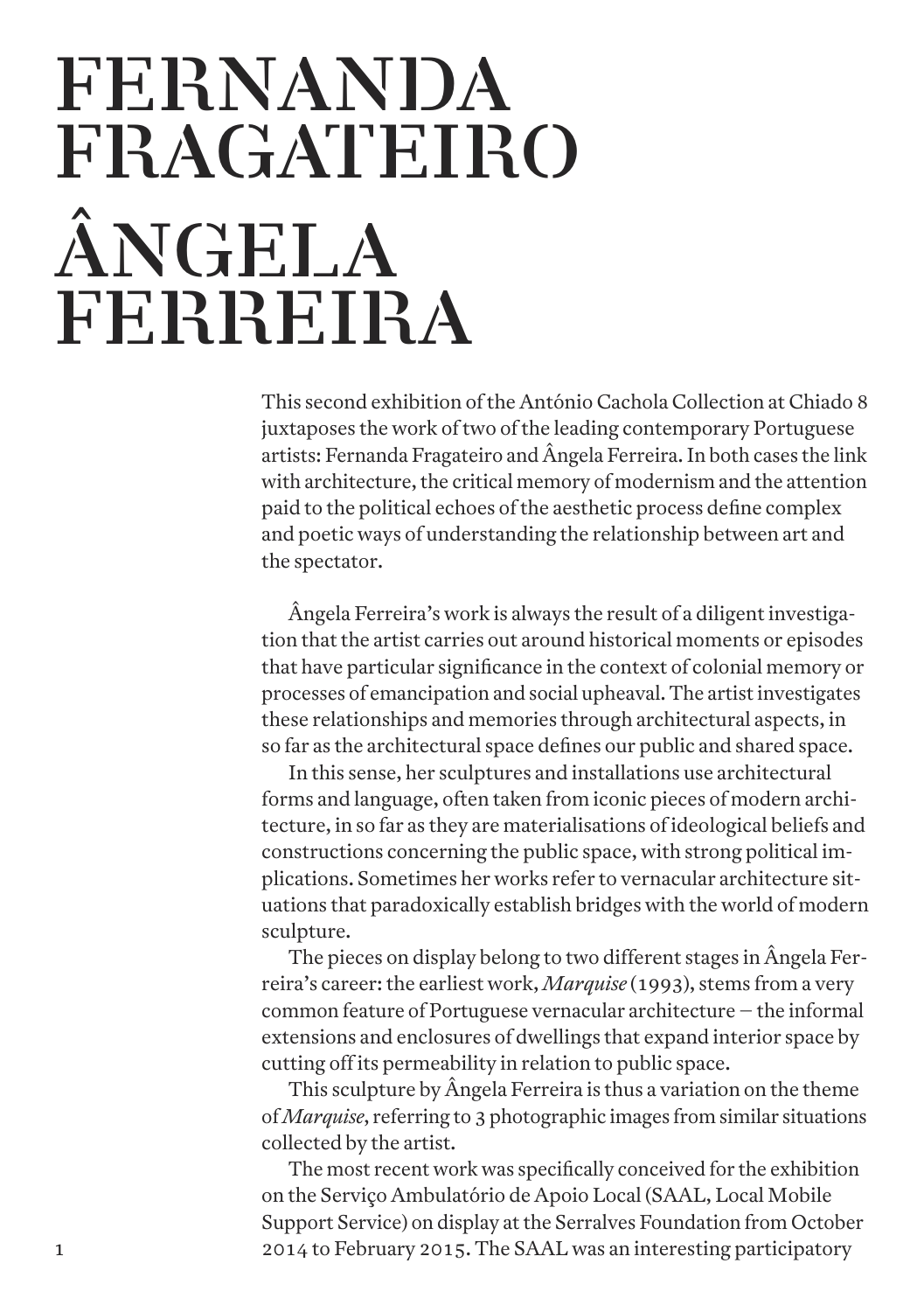# FERNANDA FRAGATEIRO

# ÂNGELA FERREIRA

This second exhibition of the António Cachola Collection at Chiado 8 juxtaposes the work of two of the leading contemporary Portuguese artists: Fernanda Fragateiro and Ângela Ferreira. In both cases the link with architecture, the critical memory of modernism and the attention paid to the political echoes of the aesthetic process define complex and poetic ways of understanding the relationship between art and the spectator.

Ângela Ferreira's work is always the result of a diligent investigation that the artist carries out around historical moments or episodes that have particular significance in the context of colonial memory or processes of emancipation and social upheaval. The artist investigates these relationships and memories through architectural aspects, in so far as the architectural space defines our public and shared space.

In this sense, her sculptures and installations use architectural forms and language, often taken from iconic pieces of modern architecture, in so far as they are materialisations of ideological beliefs and constructions concerning the public space, with strong political implications. Sometimes her works refer to vernacular architecture situations that paradoxically establish bridges with the world of modern sculpture.

The pieces on display belong to two different stages in Ângela Ferreira's career: the earliest work, *Marquise* (1993), stems from a very common feature of Portuguese vernacular architecture – the informal extensions and enclosures of dwellings that expand interior space by cutting off its permeability in relation to public space.

This sculpture by Ângela Ferreira is thus a variation on the theme of *Marquise*, referring to 3 photographic images from similar situations collected by the artist.

The most recent work was specifically conceived for the exhibition on the Serviço Ambulatório de Apoio Local (SAAL, Local Mobile Support Service) on display at the Serralves Foundation from October 2014 to February 2015. The SAAL was an interesting participatory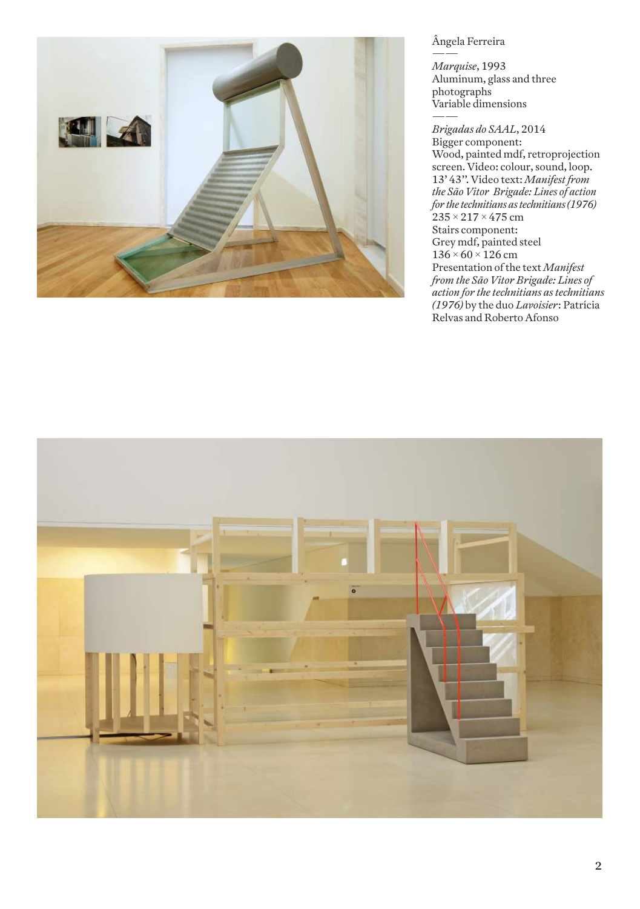Ângela Ferreira

——

*Marquise*, 1993
Aluminum, glass and three photographs
Variable dimensions

——

*Brigadas do SAAL*, 2014
Bigger component:
Wood, painted mdf, retroprojection screen. Video: colour, sound, loop. 13' 43''. Video text: *Manifest from the São Vitor Brigade: Lines of action for the technicians as technicians (1976)*
235 × 217 × 475 cm
Stairs component:
Grey mdf, painted steel
136 × 60 × 126 cm
Presentation of the text *Manifest from the São Vitor Brigade: Lines of action for the technicians as technicians (1976)* by the duo *Lavoisier*: Patrícia Relvas and Roberto Afonso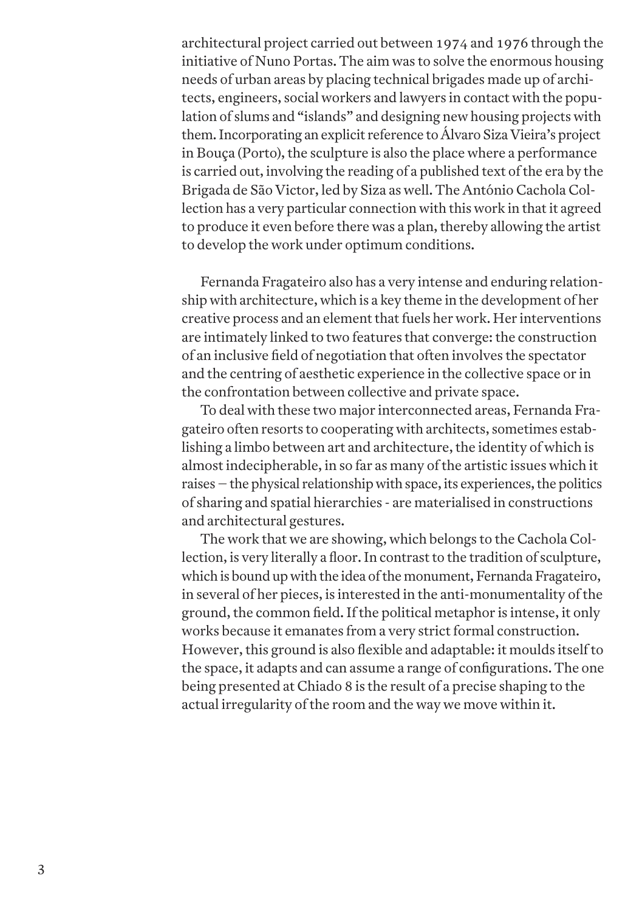architectural project carried out between 1974 and 1976 through the initiative of Nuno Portas. The aim was to solve the enormous housing needs of urban areas by placing technical brigades made up of architects, engineers, social workers and lawyers in contact with the population of slums and "islands" and designing new housing projects with them. Incorporating an explicit reference to Álvaro Siza Vieira's project in Bouça (Porto), the sculpture is also the place where a performance is carried out, involving the reading of a published text of the era by the Brigada de São Victor, led by Siza as well. The António Cachola Collection has a very particular connection with this work in that it agreed to produce it even before there was a plan, thereby allowing the artist to develop the work under optimum conditions.

Fernanda Fragateiro also has a very intense and enduring relationship with architecture, which is a key theme in the development of her creative process and an element that fuels her work. Her interventions are intimately linked to two features that converge: the construction of an inclusive field of negotiation that often involves the spectator and the centring of aesthetic experience in the collective space or in the confrontation between collective and private space.

To deal with these two major interconnected areas, Fernanda Fragateiro often resorts to cooperating with architects, sometimes establishing a limbo between art and architecture, the identity of which is almost indecipherable, in so far as many of the artistic issues which it raises – the physical relationship with space, its experiences, the politics of sharing and spatial hierarchies - are materialised in constructions and architectural gestures.

The work that we are showing, which belongs to the Cachola Collection, is very literally a floor. In contrast to the tradition of sculpture, which is bound up with the idea of the monument, Fernanda Fragateiro, in several of her pieces, is interested in the anti-monumentality of the ground, the common field. If the political metaphor is intense, it only works because it emanates from a very strict formal construction. However, this ground is also flexible and adaptable: it moulds itself to the space, it adapts and can assume a range of configurations. The one being presented at Chiado 8 is the result of a precise shaping to the actual irregularity of the room and the way we move within it.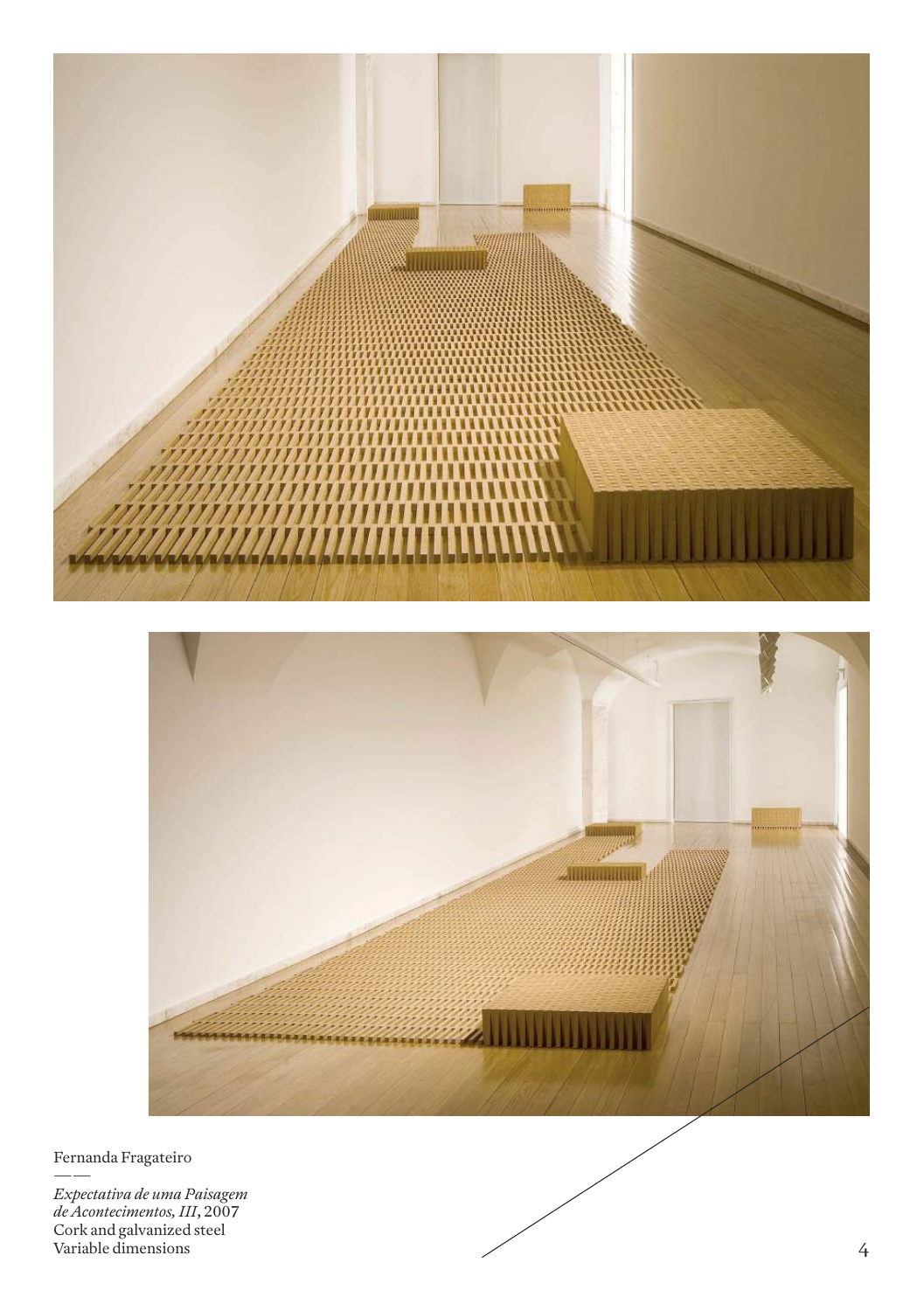Fernanda Fragateiro

——

*Expectativa de uma Paisagem de Acontecimentos, III*, 2007
Cork and galvanized steel
Variable dimensions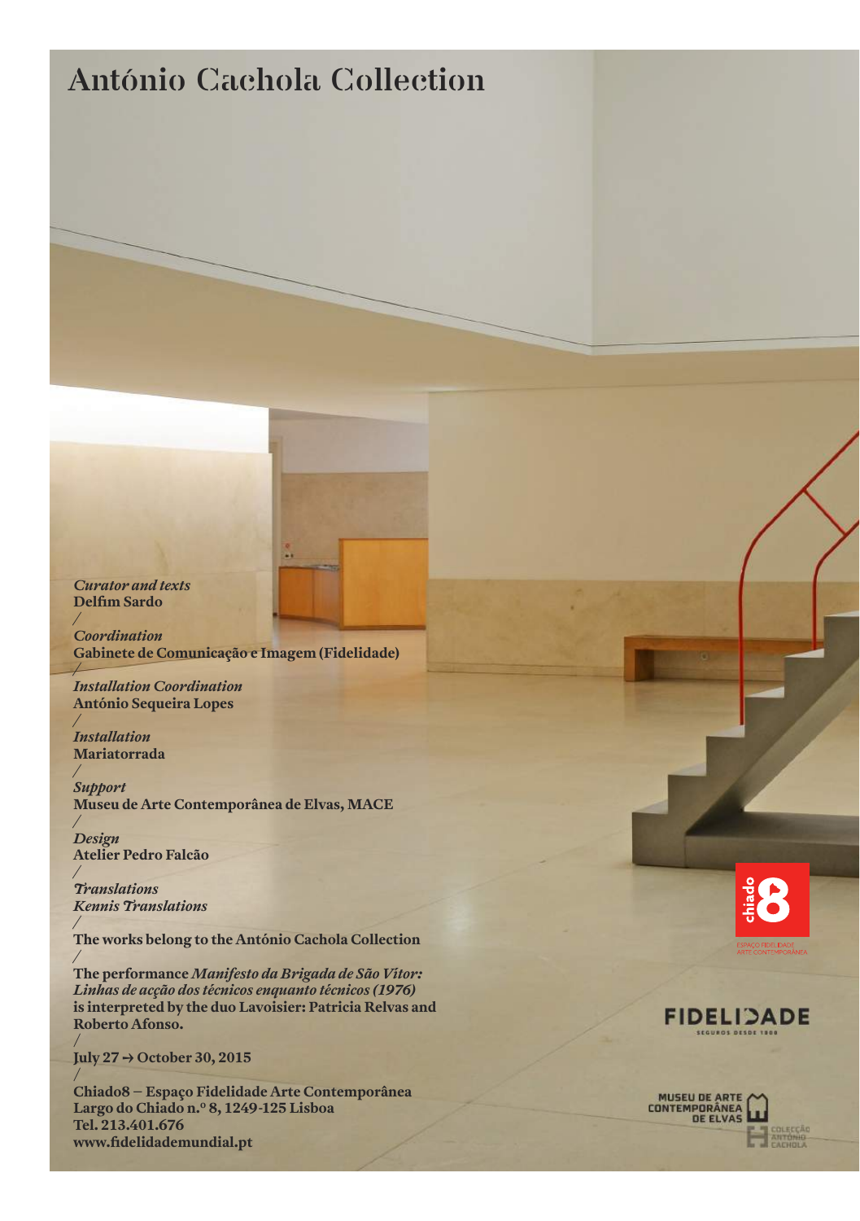# António Cachola Collection

*Curator and texts*
**Delfim Sardo**
/
*Coordination*
**Gabinete de Comunicação e Imagem (Fidelidade)**
/
*Installation Coordination*
**António Sequeira Lopes**
/
*Installation*
**Mariatorrada**
/
*Support*
**Museu de Arte Contemporânea de Elvas, MACE**
/
*Design*
**Atelier Pedro Falcão**
/
*Translations*
***Kennis Translations***
/
**The works belong to the António Cachola Collection**
/
**The performance *Manifesto da Brigada de São Vitor: Linhas de acção dos técnicos enquanto técnicos (1976)* is interpreted by the duo Lavoisier: Patricia Relvas and Roberto Afonso.**
/
**July 27 → October 30, 2015**
/
**Chiado8 – Espaço Fidelidade Arte Contemporânea**
**Largo do Chiado n.º 8, 1249-125 Lisboa**
**Tel. 213.401.676**
**www.fidelidademundial.pt**

chiado 8
ESPAÇO FIDELIDADE ARTE CONTEMPORÂNEA

FIDELIDADE
SEGUROS DESDE 1808

MUSEU DE ARTE CONTEMPORÂNEA DE ELVAS

COLECÇÃO ANTÓNIO CACHOLA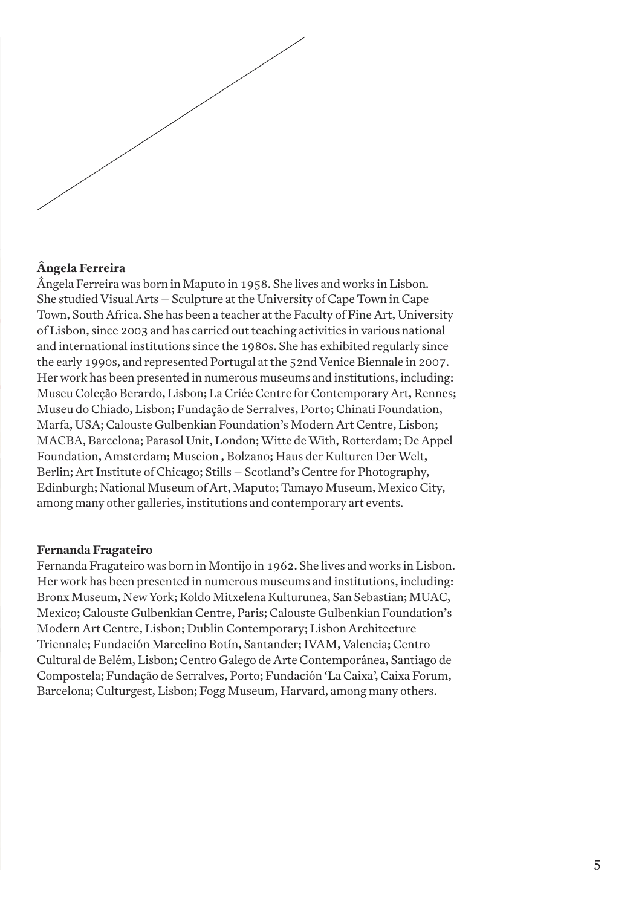**Ângela Ferreira**

Ângela Ferreira was born in Maputo in 1958. She lives and works in Lisbon. She studied Visual Arts – Sculpture at the University of Cape Town in Cape Town, South Africa. She has been a teacher at the Faculty of Fine Art, University of Lisbon, since 2003 and has carried out teaching activities in various national and international institutions since the 1980s. She has exhibited regularly since the early 1990s, and represented Portugal at the 52nd Venice Biennale in 2007. Her work has been presented in numerous museums and institutions, including: Museu Coleção Berardo, Lisbon; La Criée Centre for Contemporary Art, Rennes; Museu do Chiado, Lisbon; Fundação de Serralves, Porto; Chinati Foundation, Marfa, USA; Calouste Gulbenkian Foundation's Modern Art Centre, Lisbon; MACBA, Barcelona; Parasol Unit, London; Witte de With, Rotterdam; De Appel Foundation, Amsterdam; Museion , Bolzano; Haus der Kulturen Der Welt, Berlin; Art Institute of Chicago; Stills – Scotland's Centre for Photography, Edinburgh; National Museum of Art, Maputo; Tamayo Museum, Mexico City, among many other galleries, institutions and contemporary art events.

**Fernanda Fragateiro**

Fernanda Fragateiro was born in Montijo in 1962. She lives and works in Lisbon. Her work has been presented in numerous museums and institutions, including: Bronx Museum, New York; Koldo Mitxelena Kulturunea, San Sebastian; MUAC, Mexico; Calouste Gulbenkian Centre, Paris; Calouste Gulbenkian Foundation's Modern Art Centre, Lisbon; Dublin Contemporary; Lisbon Architecture Triennale; Fundación Marcelino Botín, Santander; IVAM, Valencia; Centro Cultural de Belém, Lisbon; Centro Galego de Arte Contemporánea, Santiago de Compostela; Fundação de Serralves, Porto; Fundación 'La Caixa', Caixa Forum, Barcelona; Culturgest, Lisbon; Fogg Museum, Harvard, among many others.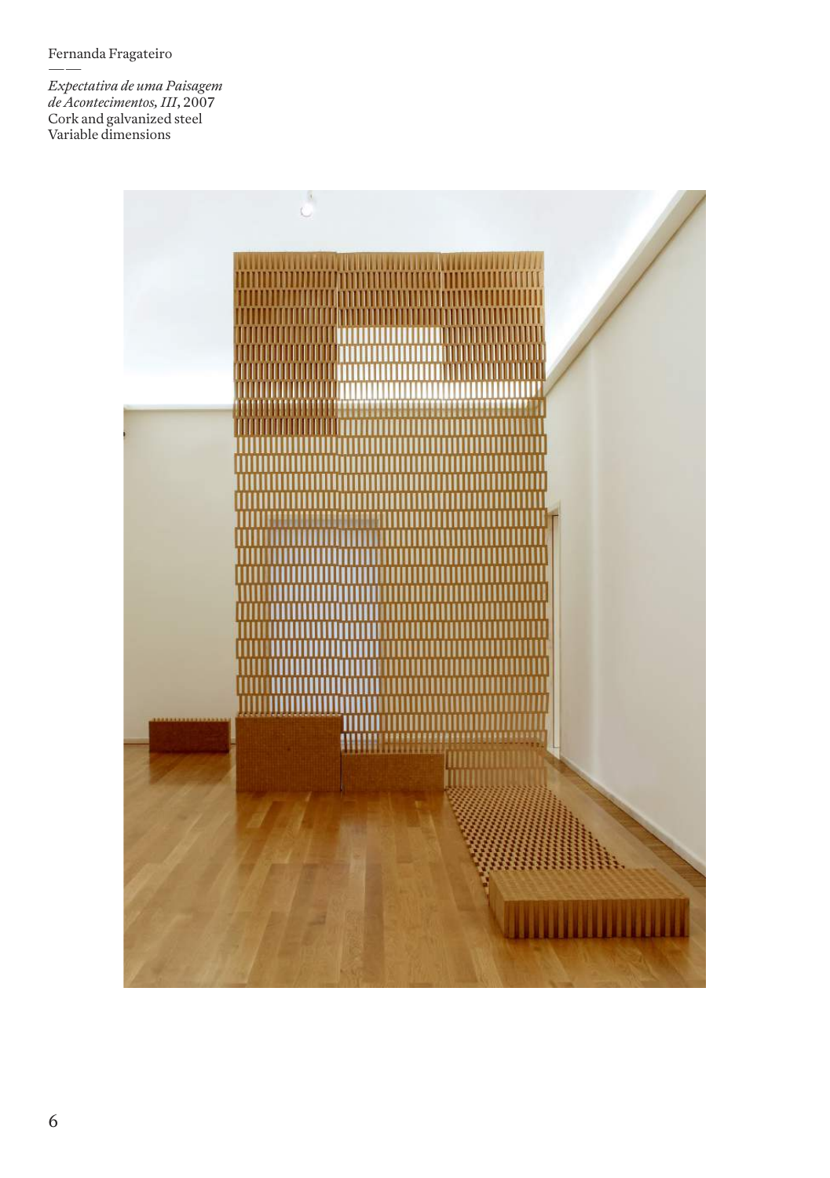Fernanda Fragateiro

——

*Expectativa de uma Paisagem de Acontecimentos, III*, 2007  
Cork and galvanized steel  
Variable dimensions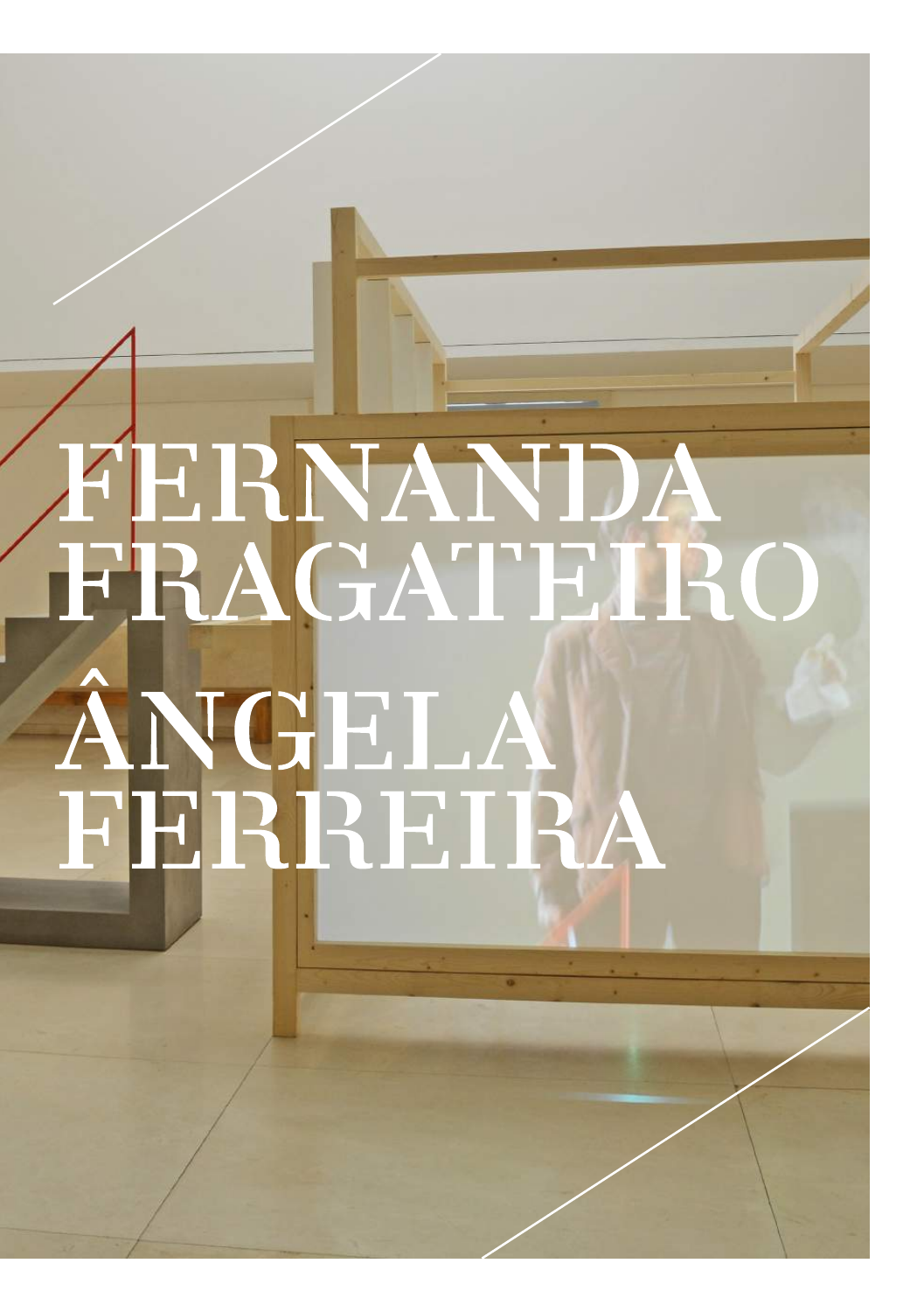# FERNANDA FRAGATEIRO

# ÂNGELA FERREIRA